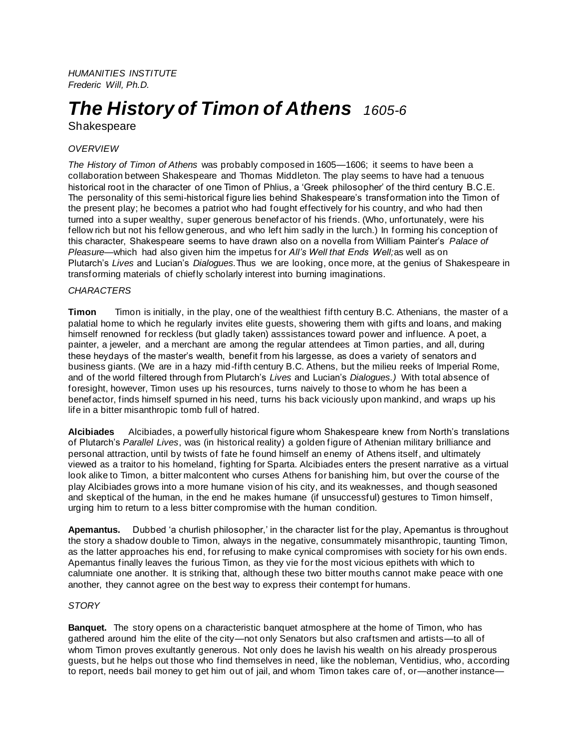*HUMANITIES INSTITUTE*
*Frederic Will, Ph.D.*

# *The History of Timon of Athens* *1605-6*

Shakespeare

*OVERVIEW*

*The History of Timon of Athens* was probably composed in 1605—1606; it seems to have been a collaboration between Shakespeare and Thomas Middleton. The play seems to have had a tenuous historical root in the character of one Timon of Phlius, a 'Greek philosopher' of the third century B.C.E. The personality of this semi-historical figure lies behind Shakespeare's transformation into the Timon of the present play; he becomes a patriot who had fought effectively for his country, and who had then turned into a super wealthy, super generous benefactor of his friends. (Who, unfortunately, were his fellow rich but not his fellow generous, and who left him sadly in the lurch.) In forming his conception of this character, Shakespeare seems to have drawn also on a novella from William Painter's *Palace of Pleasure*—which had also given him the impetus for *All's Well that Ends Well;* as well as on Plutarch's *Lives* and Lucian's *Dialogues.* Thus we are looking, once more, at the genius of Shakespeare in transforming materials of chiefly scholarly interest into burning imaginations.

*CHARACTERS*

**Timon** Timon is initially, in the play, one of the wealthiest fifth century B.C. Athenians, the master of a palatial home to which he regularly invites elite guests, showering them with gifts and loans, and making himself renowned for reckless (but gladly taken) asssistances toward power and influence. A poet, a painter, a jeweler, and a merchant are among the regular attendees at Timon parties, and all, during these heydays of the master's wealth, benefit from his largesse, as does a variety of senators and business giants. (We are in a hazy mid-fifth century B.C. Athens, but the milieu reeks of Imperial Rome, and of the world filtered through from Plutarch's *Lives* and Lucian's *Dialogues.)* With total absence of foresight, however, Timon uses up his resources, turns naively to those to whom he has been a benefactor, finds himself spurned in his need, turns his back viciously upon mankind, and wraps up his life in a bitter misanthropic tomb full of hatred.

**Alcibiades** Alcibiades, a powerfully historical figure whom Shakespeare knew from North's translations of Plutarch's *Parallel Lives*, was (in historical reality) a golden figure of Athenian military brilliance and personal attraction, until by twists of fate he found himself an enemy of Athens itself, and ultimately viewed as a traitor to his homeland, fighting for Sparta. Alcibiades enters the present narrative as a virtual look alike to Timon, a bitter malcontent who curses Athens for banishing him, but over the course of the play Alcibiades grows into a more humane vision of his city, and its weaknesses, and though seasoned and skeptical of the human, in the end he makes humane (if unsuccessful) gestures to Timon himself, urging him to return to a less bitter compromise with the human condition.

**Apemantus.** Dubbed 'a churlish philosopher,' in the character list for the play, Apemantus is throughout the story a shadow double to Timon, always in the negative, consummately misanthropic, taunting Timon, as the latter approaches his end, for refusing to make cynical compromises with society for his own ends. Apemantus finally leaves the furious Timon, as they vie for the most vicious epithets with which to calumniate one another. It is striking that, although these two bitter mouths cannot make peace with one another, they cannot agree on the best way to express their contempt for humans.

*STORY*

**Banquet.** The story opens on a characteristic banquet atmosphere at the home of Timon, who has gathered around him the elite of the city—not only Senators but also craftsmen and artists—to all of whom Timon proves exultantly generous. Not only does he lavish his wealth on his already prosperous guests, but he helps out those who find themselves in need, like the nobleman, Ventidius, who, according to report, needs bail money to get him out of jail, and whom Timon takes care of, or—another instance—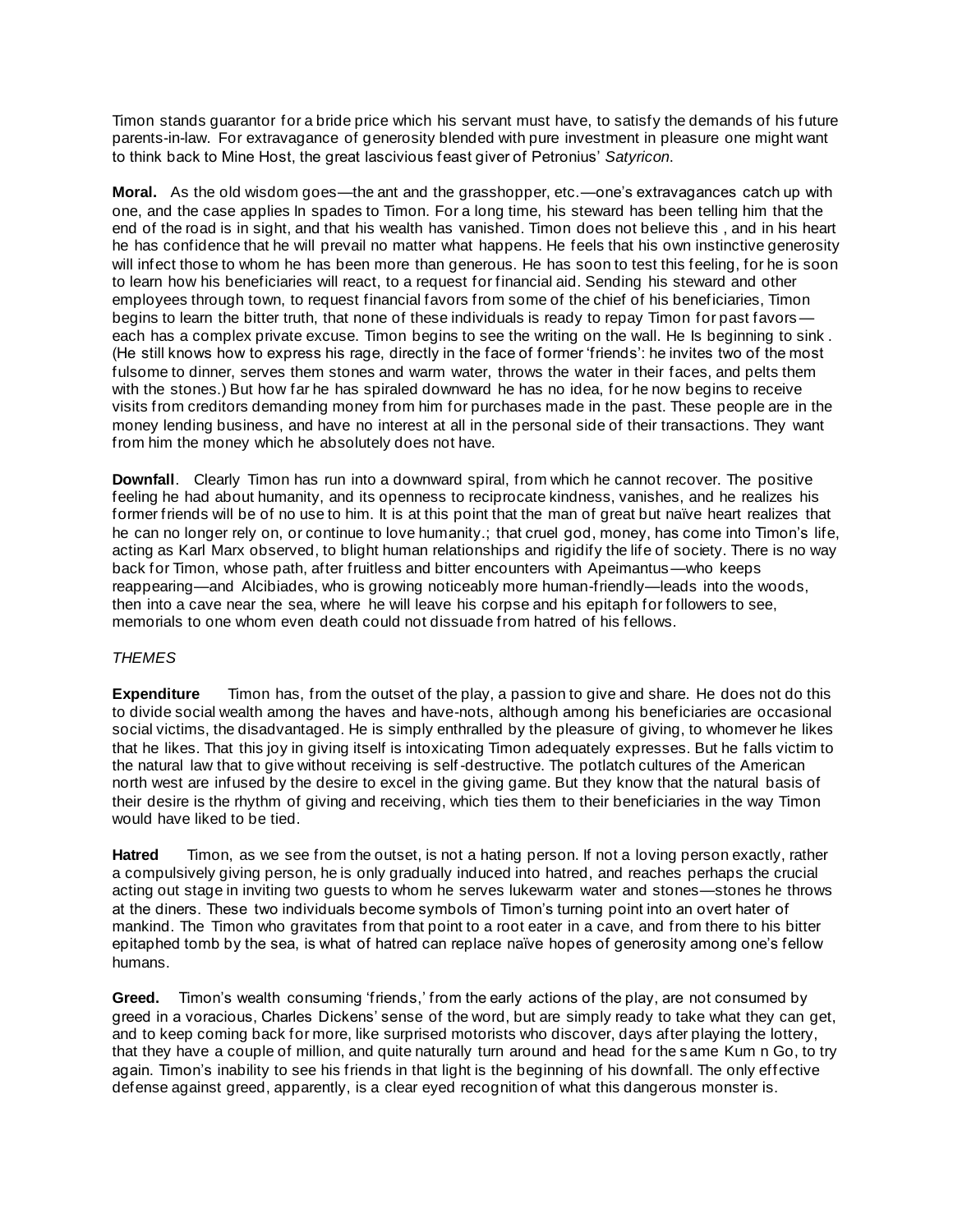Timon stands guarantor for a bride price which his servant must have, to satisfy the demands of his future parents-in-law. For extravagance of generosity blended with pure investment in pleasure one might want to think back to Mine Host, the great lascivious feast giver of Petronius' *Satyricon*.

**Moral.** As the old wisdom goes—the ant and the grasshopper, etc.—one's extravagances catch up with one, and the case applies In spades to Timon. For a long time, his steward has been telling him that the end of the road is in sight, and that his wealth has vanished. Timon does not believe this , and in his heart he has confidence that he will prevail no matter what happens. He feels that his own instinctive generosity will infect those to whom he has been more than generous. He has soon to test this feeling, for he is soon to learn how his beneficiaries will react, to a request for financial aid. Sending his steward and other employees through town, to request financial favors from some of the chief of his beneficiaries, Timon begins to learn the bitter truth, that none of these individuals is ready to repay Timon for past favors—each has a complex private excuse. Timon begins to see the writing on the wall. He Is beginning to sink . (He still knows how to express his rage, directly in the face of former 'friends': he invites two of the most fulsome to dinner, serves them stones and warm water, throws the water in their faces, and pelts them with the stones.) But how far he has spiraled downward he has no idea, for he now begins to receive visits from creditors demanding money from him for purchases made in the past. These people are in the money lending business, and have no interest at all in the personal side of their transactions. They want from him the money which he absolutely does not have.

**Downfall**. Clearly Timon has run into a downward spiral, from which he cannot recover. The positive feeling he had about humanity, and its openness to reciprocate kindness, vanishes, and he realizes his former friends will be of no use to him. It is at this point that the man of great but naïve heart realizes that he can no longer rely on, or continue to love humanity.; that cruel god, money, has come into Timon's life, acting as Karl Marx observed, to blight human relationships and rigidify the life of society. There is no way back for Timon, whose path, after fruitless and bitter encounters with Apeimantus—who keeps reappearing—and Alcibiades, who is growing noticeably more human-friendly—leads into the woods, then into a cave near the sea, where he will leave his corpse and his epitaph for followers to see, memorials to one whom even death could not dissuade from hatred of his fellows.

*THEMES*

**Expenditure** Timon has, from the outset of the play, a passion to give and share. He does not do this to divide social wealth among the haves and have-nots, although among his beneficiaries are occasional social victims, the disadvantaged. He is simply enthralled by the pleasure of giving, to whomever he likes that he likes. That this joy in giving itself is intoxicating Timon adequately expresses. But he falls victim to the natural law that to give without receiving is self-destructive. The potlatch cultures of the American north west are infused by the desire to excel in the giving game. But they know that the natural basis of their desire is the rhythm of giving and receiving, which ties them to their beneficiaries in the way Timon would have liked to be tied.

**Hatred** Timon, as we see from the outset, is not a hating person. If not a loving person exactly, rather a compulsively giving person, he is only gradually induced into hatred, and reaches perhaps the crucial acting out stage in inviting two guests to whom he serves lukewarm water and stones—stones he throws at the diners. These two individuals become symbols of Timon's turning point into an overt hater of mankind. The Timon who gravitates from that point to a root eater in a cave, and from there to his bitter epitaphed tomb by the sea, is what of hatred can replace naïve hopes of generosity among one's fellow humans.

**Greed.** Timon's wealth consuming 'friends,' from the early actions of the play, are not consumed by greed in a voracious, Charles Dickens' sense of the word, but are simply ready to take what they can get, and to keep coming back for more, like surprised motorists who discover, days after playing the lottery, that they have a couple of million, and quite naturally turn around and head for the same Kum n Go, to try again. Timon's inability to see his friends in that light is the beginning of his downfall. The only effective defense against greed, apparently, is a clear eyed recognition of what this dangerous monster is.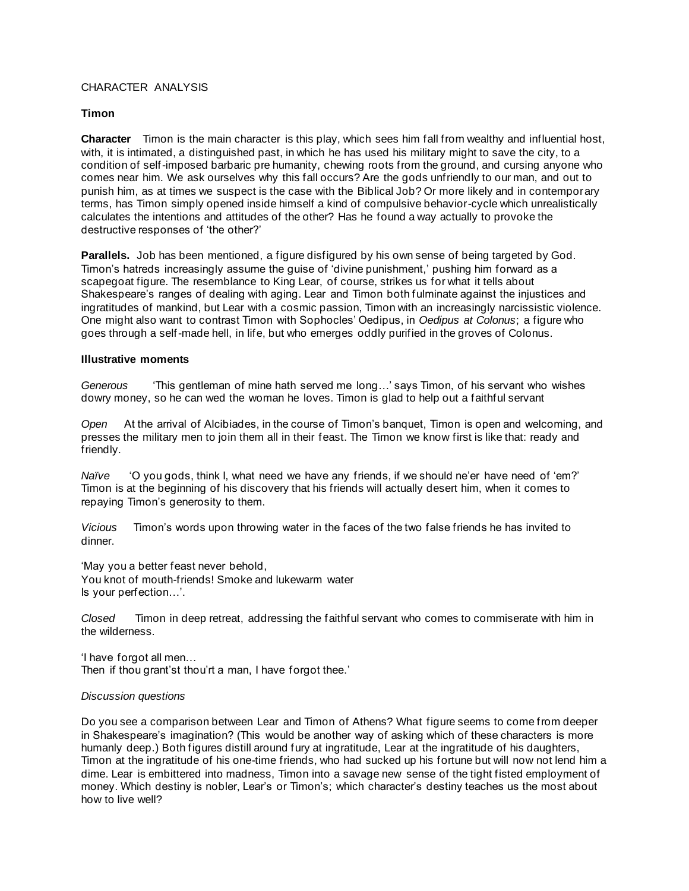CHARACTER ANALYSIS

**Timon**

**Character** Timon is the main character is this play, which sees him fall from wealthy and influential host, with, it is intimated, a distinguished past, in which he has used his military might to save the city, to a condition of self-imposed barbaric pre humanity, chewing roots from the ground, and cursing anyone who comes near him. We ask ourselves why this fall occurs? Are the gods unfriendly to our man, and out to punish him, as at times we suspect is the case with the Biblical Job? Or more likely and in contemporary terms, has Timon simply opened inside himself a kind of compulsive behavior-cycle which unrealistically calculates the intentions and attitudes of the other? Has he found a way actually to provoke the destructive responses of 'the other?'

**Parallels.** Job has been mentioned, a figure disfigured by his own sense of being targeted by God. Timon's hatreds increasingly assume the guise of 'divine punishment,' pushing him forward as a scapegoat figure. The resemblance to King Lear, of course, strikes us for what it tells about Shakespeare's ranges of dealing with aging. Lear and Timon both fulminate against the injustices and ingratitudes of mankind, but Lear with a cosmic passion, Timon with an increasingly narcissistic violence. One might also want to contrast Timon with Sophocles' Oedipus, in *Oedipus at Colonus*; a figure who goes through a self-made hell, in life, but who emerges oddly purified in the groves of Colonus.

**Illustrative moments**

*Generous* 'This gentleman of mine hath served me long…' says Timon, of his servant who wishes dowry money, so he can wed the woman he loves. Timon is glad to help out a faithful servant

*Open* At the arrival of Alcibiades, in the course of Timon's banquet, Timon is open and welcoming, and presses the military men to join them all in their feast. The Timon we know first is like that: ready and friendly.

*Naïve* 'O you gods, think I, what need we have any friends, if we should ne'er have need of 'em?' Timon is at the beginning of his discovery that his friends will actually desert him, when it comes to repaying Timon's generosity to them.

*Vicious* Timon's words upon throwing water in the faces of the two false friends he has invited to dinner.

'May you a better feast never behold,
You knot of mouth-friends! Smoke and lukewarm water
Is your perfection…'.

*Closed* Timon in deep retreat, addressing the faithful servant who comes to commiserate with him in the wilderness.

'I have forgot all men…
Then if thou grant'st thou'rt a man, I have forgot thee.'

*Discussion questions*

Do you see a comparison between Lear and Timon of Athens? What figure seems to come from deeper in Shakespeare's imagination? (This would be another way of asking which of these characters is more humanly deep.) Both figures distill around fury at ingratitude, Lear at the ingratitude of his daughters, Timon at the ingratitude of his one-time friends, who had sucked up his fortune but will now not lend him a dime. Lear is embittered into madness, Timon into a savage new sense of the tight fisted employment of money. Which destiny is nobler, Lear's or Timon's; which character's destiny teaches us the most about how to live well?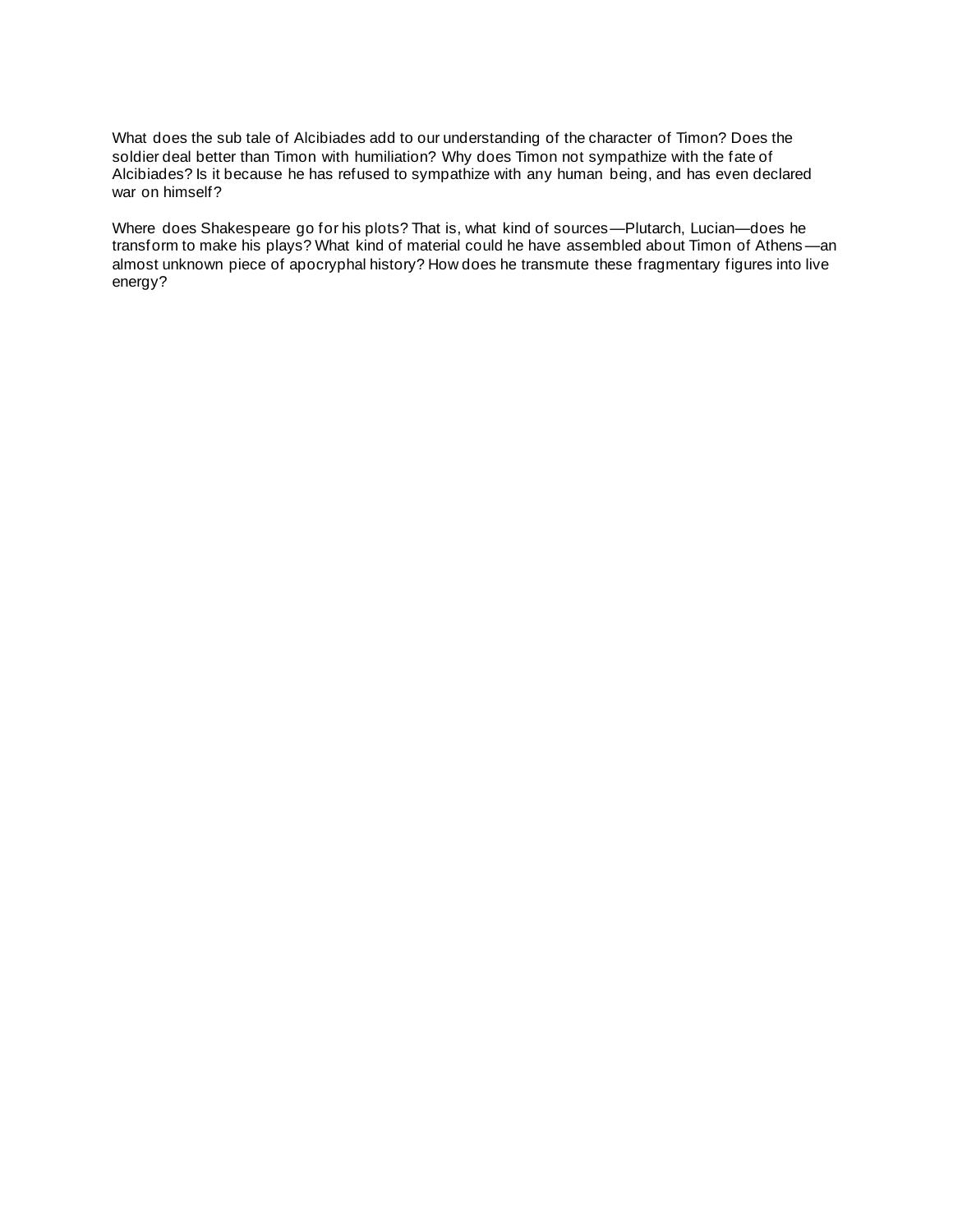What does the sub tale of Alcibiades add to our understanding of the character of Timon? Does the soldier deal better than Timon with humiliation? Why does Timon not sympathize with the fate of Alcibiades? Is it because he has refused to sympathize with any human being, and has even declared war on himself?

Where does Shakespeare go for his plots? That is, what kind of sources—Plutarch, Lucian—does he transform to make his plays? What kind of material could he have assembled about Timon of Athens—an almost unknown piece of apocryphal history? How does he transmute these fragmentary figures into live energy?